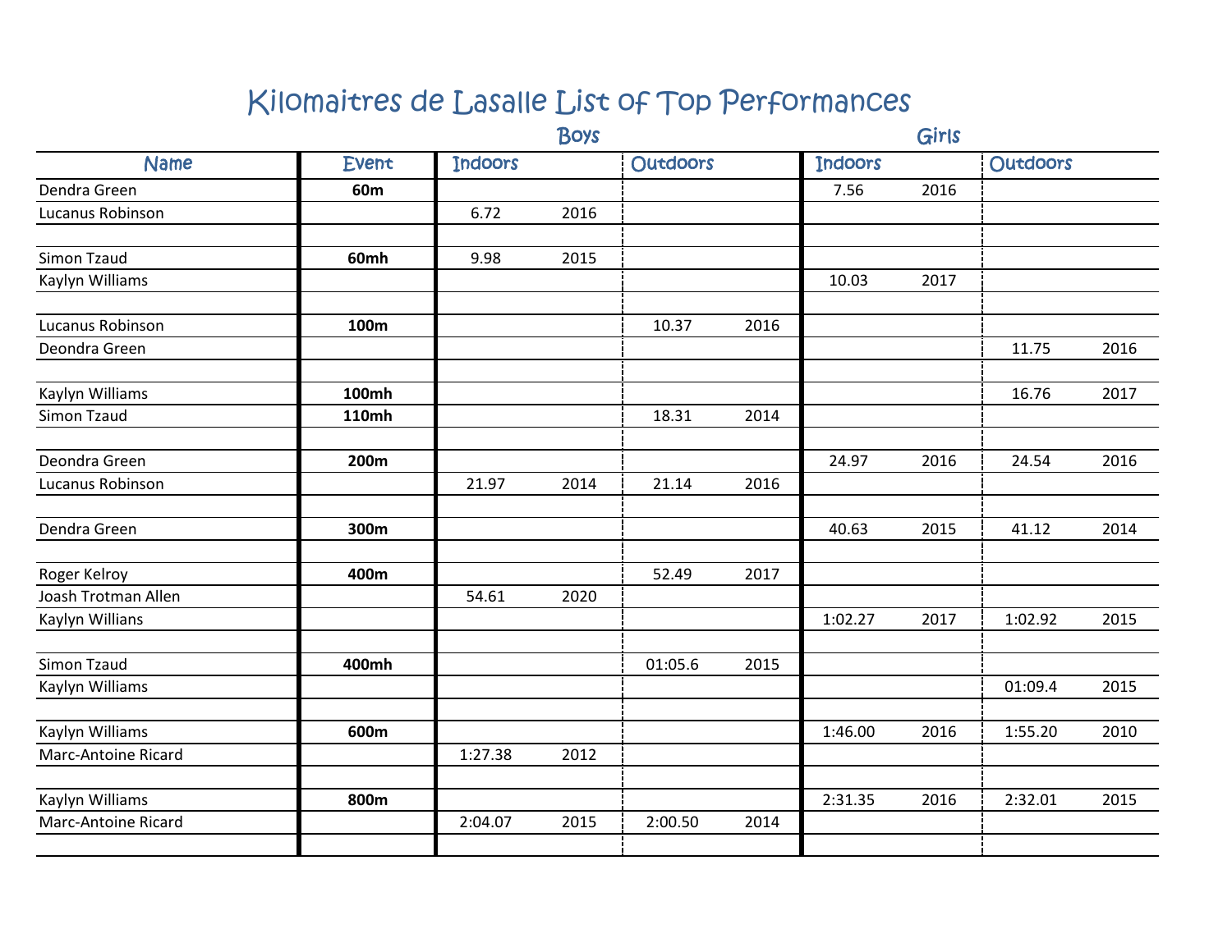# Kilomaitres de Lasalle List of Top Performances

| Name | Event | Boys Indoors | | Boys Outdoors | | Girls Indoors | | Girls Outdoors | |
|---|---|---|---|---|---|---|---|---|---|
| Dendra Green | **60m** | | | | | 7.56 | 2016 | | |
| Lucanus Robinson | | 6.72 | 2016 | | | | | | |
| | | | | | | | | | |
| Simon Tzaud | **60mh** | 9.98 | 2015 | | | | | | |
| Kaylyn Williams | | | | | | 10.03 | 2017 | | |
| | | | | | | | | | |
| Lucanus Robinson | **100m** | | | 10.37 | 2016 | | | | |
| Deondra Green | | | | | | | | 11.75 | 2016 |
| | | | | | | | | | |
| Kaylyn Williams | **100mh** | | | | | | | 16.76 | 2017 |
| Simon Tzaud | **110mh** | | | 18.31 | 2014 | | | | |
| | | | | | | | | | |
| Deondra Green | **200m** | | | | | 24.97 | 2016 | 24.54 | 2016 |
| Lucanus Robinson | | 21.97 | 2014 | 21.14 | 2016 | | | | |
| | | | | | | | | | |
| Dendra Green | **300m** | | | | | 40.63 | 2015 | 41.12 | 2014 |
| | | | | | | | | | |
| Roger Kelroy | **400m** | | | 52.49 | 2017 | | | | |
| Joash Trotman Allen | | 54.61 | 2020 | | | | | | |
| Kaylyn Willians | | | | | | 1:02.27 | 2017 | 1:02.92 | 2015 |
| | | | | | | | | | |
| Simon Tzaud | **400mh** | | | 01:05.6 | 2015 | | | | |
| Kaylyn Williams | | | | | | | | 01:09.4 | 2015 |
| | | | | | | | | | |
| Kaylyn Williams | **600m** | | | | | 1:46.00 | 2016 | 1:55.20 | 2010 |
| Marc-Antoine Ricard | | 1:27.38 | 2012 | | | | | | |
| | | | | | | | | | |
| Kaylyn Williams | **800m** | | | | | 2:31.35 | 2016 | 2:32.01 | 2015 |
| Marc-Antoine Ricard | | 2:04.07 | 2015 | 2:00.50 | 2014 | | | | |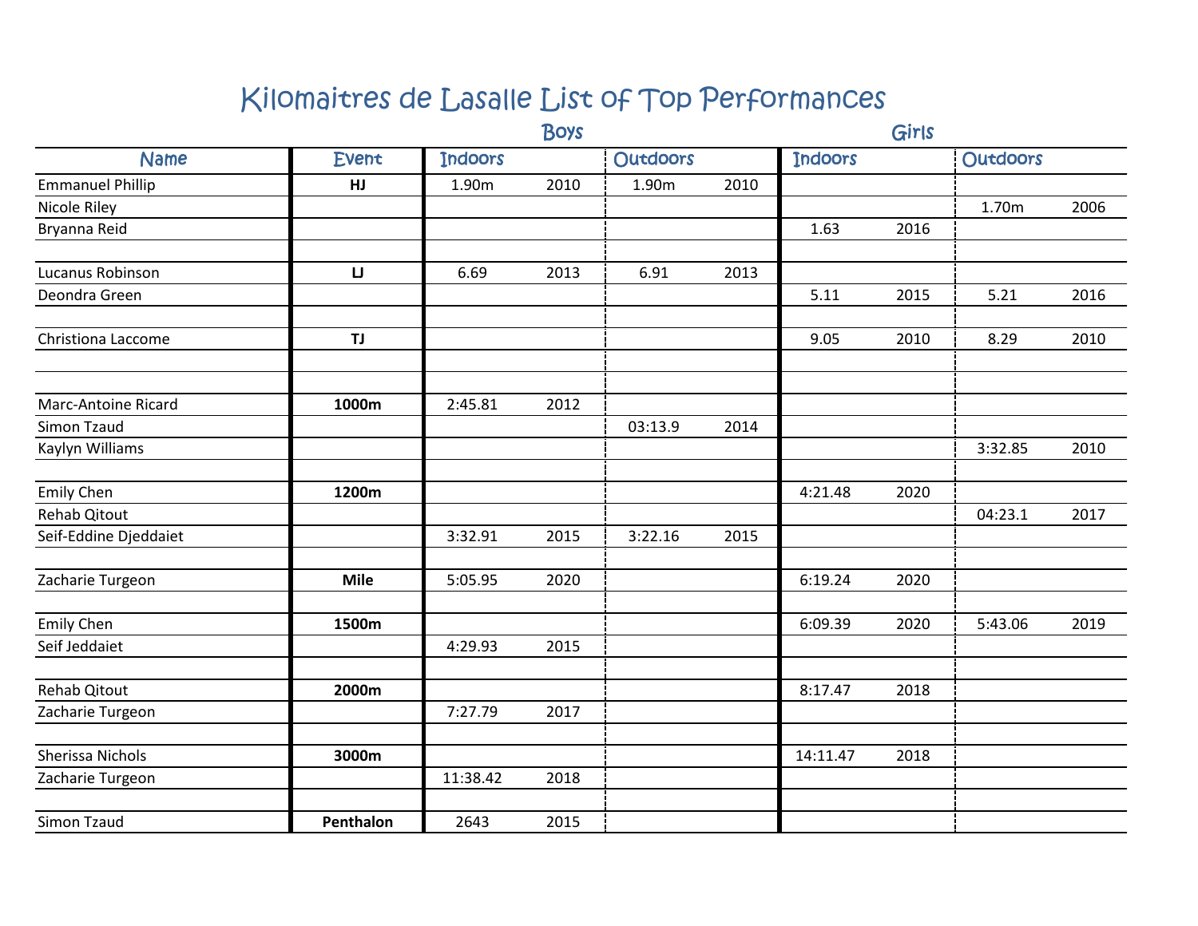# Kilomaitres de Lasalle List of Top Performances

| Name | Event | Boys Indoors | | Boys Outdoors | | Girls Indoors | | Girls Outdoors | |
|---|---|---|---|---|---|---|---|---|---|
| Emmanuel Phillip | **HJ** | 1.90m | 2010 | 1.90m | 2010 | | | | |
| Nicole Riley | | | | | | | | 1.70m | 2006 |
| Bryanna Reid | | | | | | 1.63 | 2016 | | |
| | | | | | | | | | |
| Lucanus Robinson | **LJ** | 6.69 | 2013 | 6.91 | 2013 | | | | |
| Deondra Green | | | | | | 5.11 | 2015 | 5.21 | 2016 |
| | | | | | | | | | |
| Christiona Laccome | **TJ** | | | | | 9.05 | 2010 | 8.29 | 2010 |
| | | | | | | | | | |
| | | | | | | | | | |
| Marc-Antoine Ricard | **1000m** | 2:45.81 | 2012 | | | | | | |
| Simon Tzaud | | | | 03:13.9 | 2014 | | | | |
| Kaylyn Williams | | | | | | | | 3:32.85 | 2010 |
| | | | | | | | | | |
| Emily Chen | **1200m** | | | | | 4:21.48 | 2020 | | |
| Rehab Qitout | | | | | | | | 04:23.1 | 2017 |
| Seif-Eddine Djeddaiet | | 3:32.91 | 2015 | 3:22.16 | 2015 | | | | |
| | | | | | | | | | |
| Zacharie Turgeon | **Mile** | 5:05.95 | 2020 | | | 6:19.24 | 2020 | | |
| | | | | | | | | | |
| Emily Chen | **1500m** | | | | | 6:09.39 | 2020 | 5:43.06 | 2019 |
| Seif Jeddaiet | | 4:29.93 | 2015 | | | | | | |
| | | | | | | | | | |
| Rehab Qitout | **2000m** | | | | | 8:17.47 | 2018 | | |
| Zacharie Turgeon | | 7:27.79 | 2017 | | | | | | |
| | | | | | | | | | |
| Sherissa Nichols | **3000m** | | | | | 14:11.47 | 2018 | | |
| Zacharie Turgeon | | 11:38.42 | 2018 | | | | | | |
| | | | | | | | | | |
| Simon Tzaud | **Penthalon** | 2643 | 2015 | | | | | | |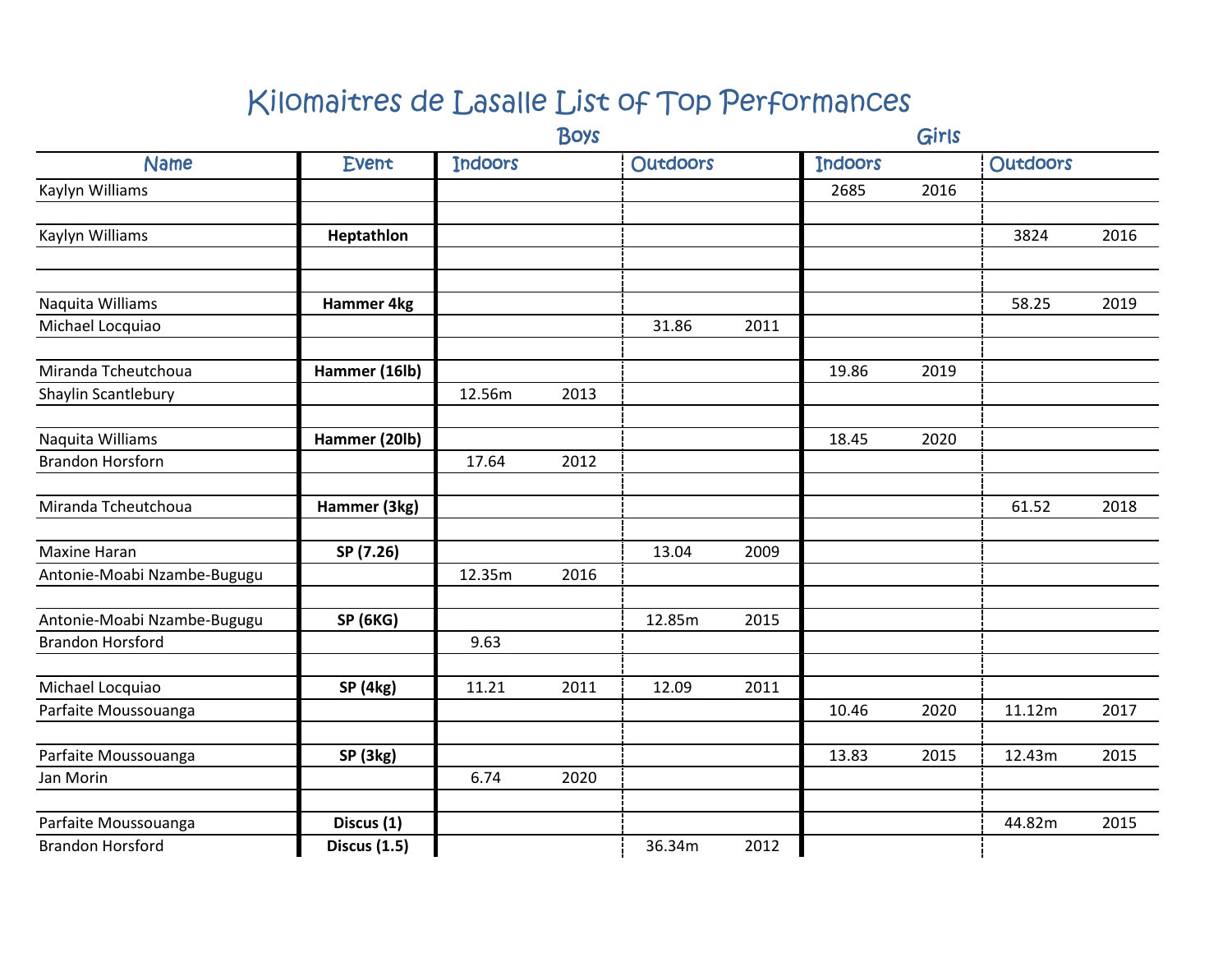# Kilomaitres de Lasalle List of Top Performances

| Name | Event | Boys | | | | Girls | | | |
|---|---|---|---|---|---|---|---|---|---|
| | | Indoors | | Outdoors | | Indoors | | Outdoors | |
| Kaylyn Williams | | | | | | 2685 | 2016 | | |
| | | | | | | | | | |
| Kaylyn Williams | **Heptathlon** | | | | | | | 3824 | 2016 |
| | | | | | | | | | |
| | | | | | | | | | |
| Naquita Williams | **Hammer 4kg** | | | | | | | 58.25 | 2019 |
| Michael Locquiao | | | | 31.86 | 2011 | | | | |
| | | | | | | | | | |
| Miranda Tcheutchoua | **Hammer (16lb)** | | | | | 19.86 | 2019 | | |
| Shaylin Scantlebury | | 12.56m | 2013 | | | | | | |
| | | | | | | | | | |
| Naquita Williams | **Hammer (20lb)** | | | | | 18.45 | 2020 | | |
| Brandon Horsforn | | 17.64 | 2012 | | | | | | |
| | | | | | | | | | |
| Miranda Tcheutchoua | **Hammer (3kg)** | | | | | | | 61.52 | 2018 |
| | | | | | | | | | |
| Maxine Haran | **SP (7.26)** | | | 13.04 | 2009 | | | | |
| Antonie-Moabi Nzambe-Bugugu | | 12.35m | 2016 | | | | | | |
| | | | | | | | | | |
| Antonie-Moabi Nzambe-Bugugu | **SP (6KG)** | | | 12.85m | 2015 | | | | |
| Brandon Horsford | | 9.63 | | | | | | | |
| | | | | | | | | | |
| Michael Locquiao | **SP (4kg)** | 11.21 | 2011 | 12.09 | 2011 | | | | |
| Parfaite Moussouanga | | | | | | 10.46 | 2020 | 11.12m | 2017 |
| | | | | | | | | | |
| Parfaite Moussouanga | **SP (3kg)** | | | | | 13.83 | 2015 | 12.43m | 2015 |
| Jan Morin | | 6.74 | 2020 | | | | | | |
| | | | | | | | | | |
| Parfaite Moussouanga | **Discus (1)** | | | | | | | 44.82m | 2015 |
| Brandon Horsford | **Discus (1.5)** | | | 36.34m | 2012 | | | | |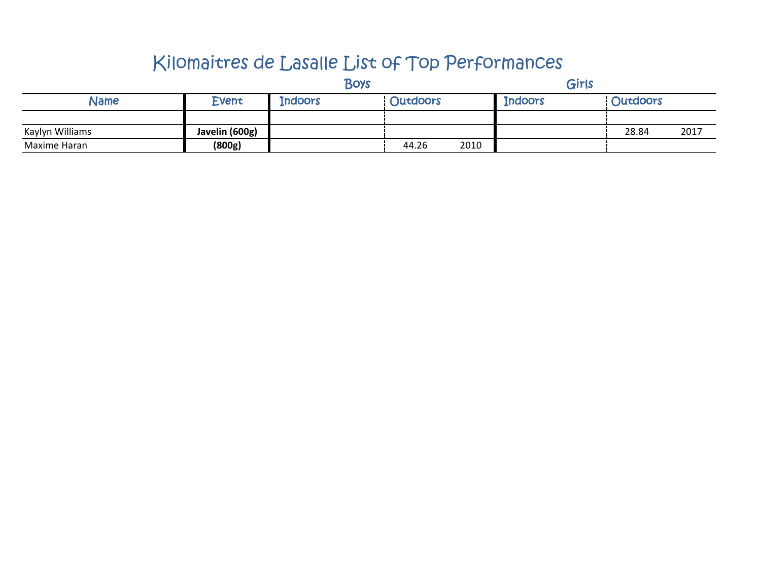# Kilomaitres de Lasalle List of Top Performances

| Name | Event | Boys Indoors | | Boys Outdoors | | Girls Indoors | | Girls Outdoors | |
|---|---|---|---|---|---|---|---|---|---|
| | | | | | | | | | |
| Kaylyn Williams | **Javelin (600g)** | | | | | | | 28.84 | 2017 |
| Maxime Haran | **(800g)** | | | 44.26 | 2010 | | | | |